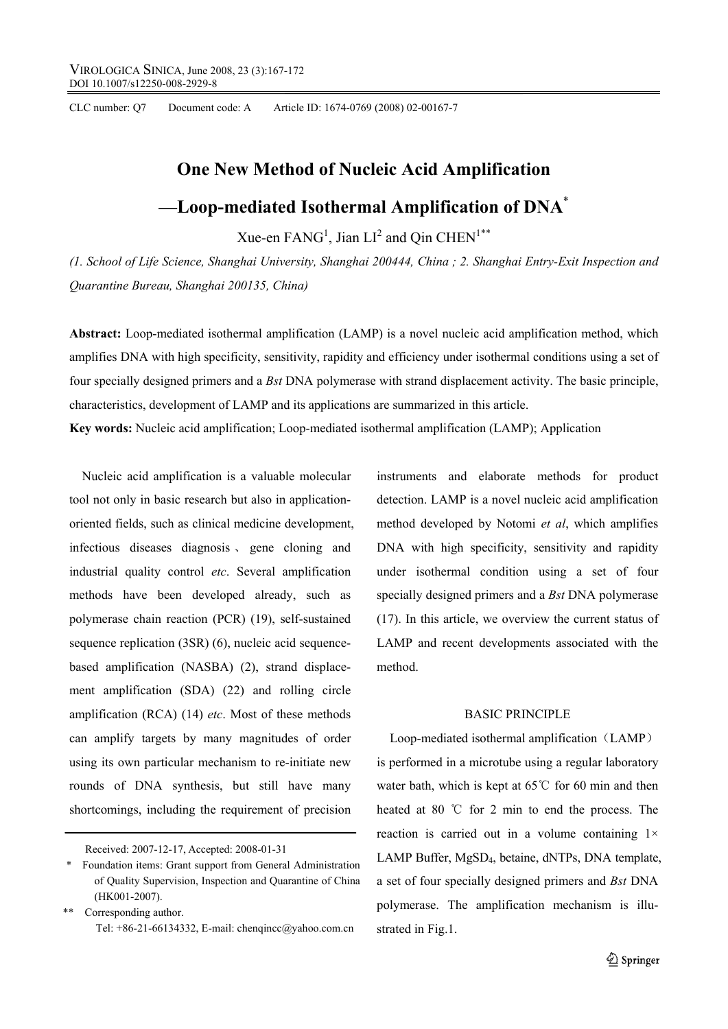CLC number: Q7 Document code: A Article ID: 1674-0769 (2008) 02-00167-7

# One New Method of Nucleic Acid Amplification —Loop-mediated Isothermal Amplification of DNA*

Xue-en FANG[1], Jian LI[2] and Qin CHEN[1**]

*(1. School of Life Science, Shanghai University, Shanghai 200444, China ; 2. Shanghai Entry-Exit Inspection and Quarantine Bureau, Shanghai 200135, China)*

**Abstract:** Loop-mediated isothermal amplification (LAMP) is a novel nucleic acid amplification method, which amplifies DNA with high specificity, sensitivity, rapidity and efficiency under isothermal conditions using a set of four specially designed primers and a *Bst* DNA polymerase with strand displacement activity. The basic principle, characteristics, development of LAMP and its applications are summarized in this article.

**Key words:** Nucleic acid amplification; Loop-mediated isothermal amplification (LAMP); Application

Nucleic acid amplification is a valuable molecular tool not only in basic research but also in application-oriented fields, such as clinical medicine development, infectious diseases diagnosis、gene cloning and industrial quality control *etc*. Several amplification methods have been developed already, such as polymerase chain reaction (PCR) (19), self-sustained sequence replication (3SR) (6), nucleic acid sequence-based amplification (NASBA) (2), strand displacement amplification (SDA) (22) and rolling circle amplification (RCA) (14) *etc*. Most of these methods can amplify targets by many magnitudes of order using its own particular mechanism to re-initiate new rounds of DNA synthesis, but still have many shortcomings, including the requirement of precision instruments and elaborate methods for product detection. LAMP is a novel nucleic acid amplification method developed by Notomi *et al*, which amplifies DNA with high specificity, sensitivity and rapidity under isothermal condition using a set of four specially designed primers and a *Bst* DNA polymerase (17). In this article, we overview the current status of LAMP and recent developments associated with the method.

## BASIC PRINCIPLE

Loop-mediated isothermal amplification（LAMP）is performed in a microtube using a regular laboratory water bath, which is kept at 65℃ for 60 min and then heated at 80 ℃ for 2 min to end the process. The reaction is carried out in a volume containing 1× LAMP Buffer, $MgSD_4$, betaine, dNTPs, DNA template, a set of four specially designed primers and *Bst* DNA polymerase. The amplification mechanism is illustrated in Fig.1.

---

Received: 2007-12-17, Accepted: 2008-01-31

\* Foundation items: Grant support from General Administration of Quality Supervision, Inspection and Quarantine of China (HK001-2007).

\*\* Corresponding author.
Tel: +86-21-66134332, E-mail: chenqincc@yahoo.com.cn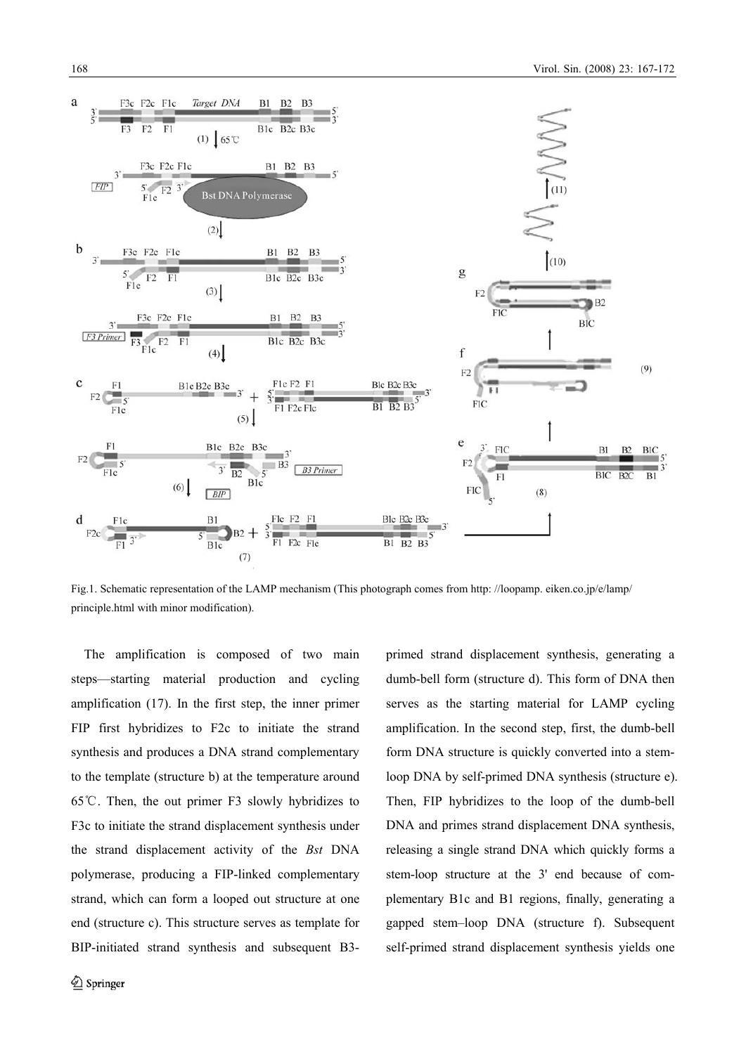Fig.1. Schematic representation of the LAMP mechanism (This photograph comes from http: //loopamp. eiken.co.jp/e/lamp/ principle.html with minor modification).

The amplification is composed of two main steps—starting material production and cycling amplification (17). In the first step, the inner primer FIP first hybridizes to F2c to initiate the strand synthesis and produces a DNA strand complementary to the template (structure b) at the temperature around 65℃. Then, the out primer F3 slowly hybridizes to F3c to initiate the strand displacement synthesis under the strand displacement activity of the *Bst* DNA polymerase, producing a FIP-linked complementary strand, which can form a looped out structure at one end (structure c). This structure serves as template for BIP-initiated strand synthesis and subsequent B3-primed strand displacement synthesis, generating a dumb-bell form (structure d). This form of DNA then serves as the starting material for LAMP cycling amplification. In the second step, first, the dumb-bell form DNA structure is quickly converted into a stem-loop DNA by self-primed DNA synthesis (structure e). Then, FIP hybridizes to the loop of the dumb-bell DNA and primes strand displacement DNA synthesis, releasing a single strand DNA which quickly forms a stem-loop structure at the 3' end because of complementary B1c and B1 regions, finally, generating a gapped stem–loop DNA (structure f). Subsequent self-primed strand displacement synthesis yields one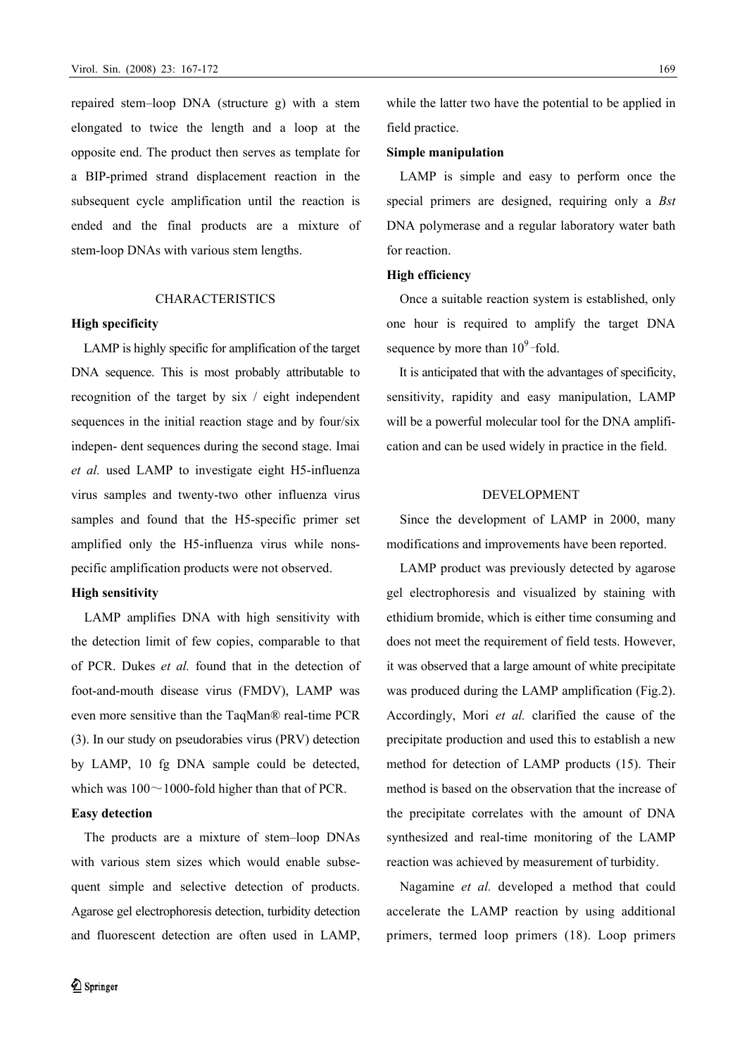repaired stem–loop DNA (structure g) with a stem elongated to twice the length and a loop at the opposite end. The product then serves as template for a BIP-primed strand displacement reaction in the subsequent cycle amplification until the reaction is ended and the final products are a mixture of stem-loop DNAs with various stem lengths.

## CHARACTERISTICS

**High specificity**

LAMP is highly specific for amplification of the target DNA sequence. This is most probably attributable to recognition of the target by six / eight independent sequences in the initial reaction stage and by four/six indepen- dent sequences during the second stage. Imai *et al.* used LAMP to investigate eight H5-influenza virus samples and twenty-two other influenza virus samples and found that the H5-specific primer set amplified only the H5-influenza virus while nonspecific amplification products were not observed.

**High sensitivity**

LAMP amplifies DNA with high sensitivity with the detection limit of few copies, comparable to that of PCR. Dukes *et al.* found that in the detection of foot-and-mouth disease virus (FMDV), LAMP was even more sensitive than the TaqMan® real-time PCR (3). In our study on pseudorabies virus (PRV) detection by LAMP, 10 fg DNA sample could be detected, which was 100～1000-fold higher than that of PCR.

**Easy detection**

The products are a mixture of stem–loop DNAs with various stem sizes which would enable subsequent simple and selective detection of products. Agarose gel electrophoresis detection, turbidity detection and fluorescent detection are often used in LAMP, while the latter two have the potential to be applied in field practice.

**Simple manipulation**

LAMP is simple and easy to perform once the special primers are designed, requiring only a *Bst* DNA polymerase and a regular laboratory water bath for reaction.

**High efficiency**

Once a suitable reaction system is established, only one hour is required to amplify the target DNA sequence by more than $10^9$-fold.

It is anticipated that with the advantages of specificity, sensitivity, rapidity and easy manipulation, LAMP will be a powerful molecular tool for the DNA amplification and can be used widely in practice in the field.

## DEVELOPMENT

Since the development of LAMP in 2000, many modifications and improvements have been reported.

LAMP product was previously detected by agarose gel electrophoresis and visualized by staining with ethidium bromide, which is either time consuming and does not meet the requirement of field tests. However, it was observed that a large amount of white precipitate was produced during the LAMP amplification (Fig.2). Accordingly, Mori *et al.* clarified the cause of the precipitate production and used this to establish a new method for detection of LAMP products (15). Their method is based on the observation that the increase of the precipitate correlates with the amount of DNA synthesized and real-time monitoring of the LAMP reaction was achieved by measurement of turbidity.

Nagamine *et al.* developed a method that could accelerate the LAMP reaction by using additional primers, termed loop primers (18). Loop primers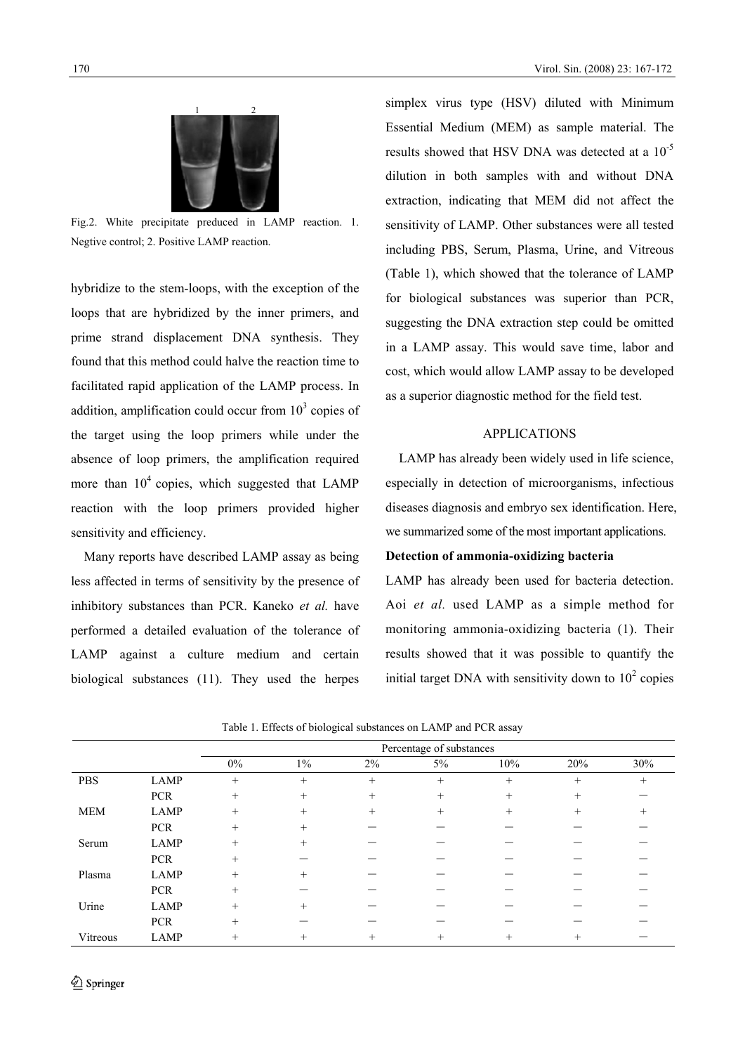Fig.2. White precipitate preduced in LAMP reaction. 1. Negtive control; 2. Positive LAMP reaction.

hybridize to the stem-loops, with the exception of the loops that are hybridized by the inner primers, and prime strand displacement DNA synthesis. They found that this method could halve the reaction time to facilitated rapid application of the LAMP process. In addition, amplification could occur from $10^3$ copies of the target using the loop primers while under the absence of loop primers, the amplification required more than $10^4$ copies, which suggested that LAMP reaction with the loop primers provided higher sensitivity and efficiency.

Many reports have described LAMP assay as being less affected in terms of sensitivity by the presence of inhibitory substances than PCR. Kaneko *et al.* have performed a detailed evaluation of the tolerance of LAMP against a culture medium and certain biological substances (11). They used the herpes simplex virus type (HSV) diluted with Minimum Essential Medium (MEM) as sample material. The results showed that HSV DNA was detected at a $10^{-5}$ dilution in both samples with and without DNA extraction, indicating that MEM did not affect the sensitivity of LAMP. Other substances were all tested including PBS, Serum, Plasma, Urine, and Vitreous (Table 1), which showed that the tolerance of LAMP for biological substances was superior than PCR, suggesting the DNA extraction step could be omitted in a LAMP assay. This would save time, labor and cost, which would allow LAMP assay to be developed as a superior diagnostic method for the field test.

## APPLICATIONS

LAMP has already been widely used in life science, especially in detection of microorganisms, infectious diseases diagnosis and embryo sex identification. Here, we summarized some of the most important applications.

### Detection of ammonia-oxidizing bacteria

LAMP has already been used for bacteria detection. Aoi *et al.* used LAMP as a simple method for monitoring ammonia-oxidizing bacteria (1). Their results showed that it was possible to quantify the initial target DNA with sensitivity down to $10^2$ copies

Table 1. Effects of biological substances on LAMP and PCR assay

| | | Percentage of substances | | | | | | |
|---|---|---|---|---|---|---|---|---|
| | | 0% | 1% | 2% | 5% | 10% | 20% | 30% |
| PBS | LAMP | + | + | + | + | + | + | + |
| | PCR | + | + | + | + | + | + | − |
| MEM | LAMP | + | + | + | + | + | + | + |
| | PCR | + | + | − | − | − | − | − |
| Serum | LAMP | + | + | − | − | − | − | − |
| | PCR | + | − | − | − | − | − | − |
| Plasma | LAMP | + | + | − | − | − | − | − |
| | PCR | + | − | − | − | − | − | − |
| Urine | LAMP | + | + | − | − | − | − | − |
| | PCR | + | − | − | − | − | − | − |
| Vitreous | LAMP | + | + | + | + | + | + | − |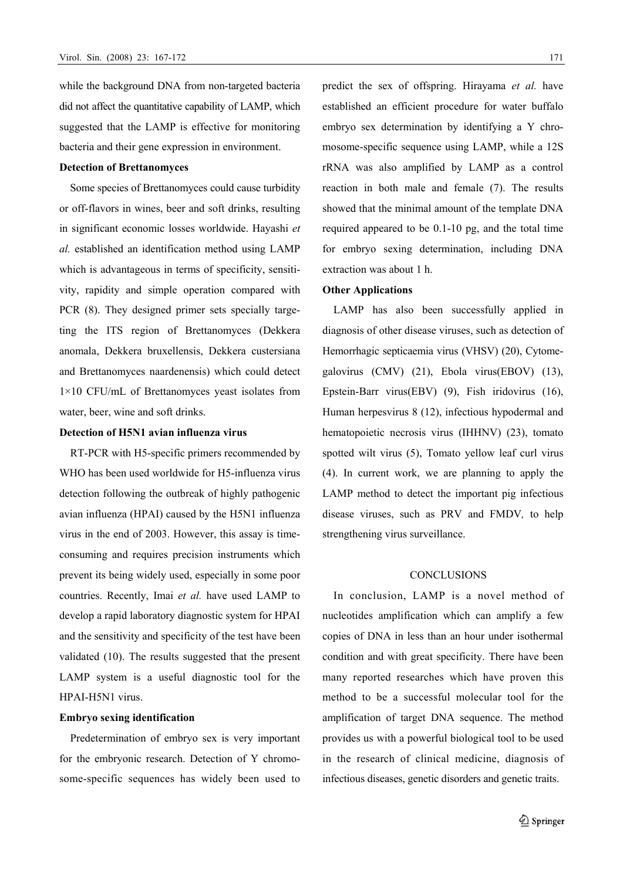while the background DNA from non-targeted bacteria did not affect the quantitative capability of LAMP, which suggested that the LAMP is effective for monitoring bacteria and their gene expression in environment.

**Detection of Brettanomyces**

Some species of Brettanomyces could cause turbidity or off-flavors in wines, beer and soft drinks, resulting in significant economic losses worldwide. Hayashi *et al.* established an identification method using LAMP which is advantageous in terms of specificity, sensitivity, rapidity and simple operation compared with PCR (8). They designed primer sets specially targeting the ITS region of Brettanomyces (Dekkera anomala, Dekkera bruxellensis, Dekkera custersiana and Brettanomyces naardenensis) which could detect $1\times10$ CFU/mL of Brettanomyces yeast isolates from water, beer, wine and soft drinks.

**Detection of H5N1 avian influenza virus**

RT-PCR with H5-specific primers recommended by WHO has been used worldwide for H5-influenza virus detection following the outbreak of highly pathogenic avian influenza (HPAI) caused by the H5N1 influenza virus in the end of 2003. However, this assay is time-consuming and requires precision instruments which prevent its being widely used, especially in some poor countries. Recently, Imai *et al.* have used LAMP to develop a rapid laboratory diagnostic system for HPAI and the sensitivity and specificity of the test have been validated (10). The results suggested that the present LAMP system is a useful diagnostic tool for the HPAI-H5N1 virus.

**Embryo sexing identification**

Predetermination of embryo sex is very important for the embryonic research. Detection of Y chromosome-specific sequences has widely been used to predict the sex of offspring. Hirayama *et al.* have established an efficient procedure for water buffalo embryo sex determination by identifying a Y chromosome-specific sequence using LAMP, while a 12S rRNA was also amplified by LAMP as a control reaction in both male and female (7). The results showed that the minimal amount of the template DNA required appeared to be 0.1-10 pg, and the total time for embryo sexing determination, including DNA extraction was about 1 h.

**Other Applications**

LAMP has also been successfully applied in diagnosis of other disease viruses, such as detection of Hemorrhagic septicaemia virus (VHSV) (20), Cytomegalovirus (CMV) (21), Ebola virus(EBOV) (13), Epstein-Barr virus(EBV) (9), Fish iridovirus (16), Human herpesvirus 8 (12), infectious hypodermal and hematopoietic necrosis virus (IHHNV) (23), tomato spotted wilt virus (5), Tomato yellow leaf curl virus (4). In current work, we are planning to apply the LAMP method to detect the important pig infectious disease viruses, such as PRV and FMDV*,* to help strengthening virus surveillance.

## CONCLUSIONS

In conclusion, LAMP is a novel method of nucleotides amplification which can amplify a few copies of DNA in less than an hour under isothermal condition and with great specificity. There have been many reported researches which have proven this method to be a successful molecular tool for the amplification of target DNA sequence. The method provides us with a powerful biological tool to be used in the research of clinical medicine, diagnosis of infectious diseases, genetic disorders and genetic traits.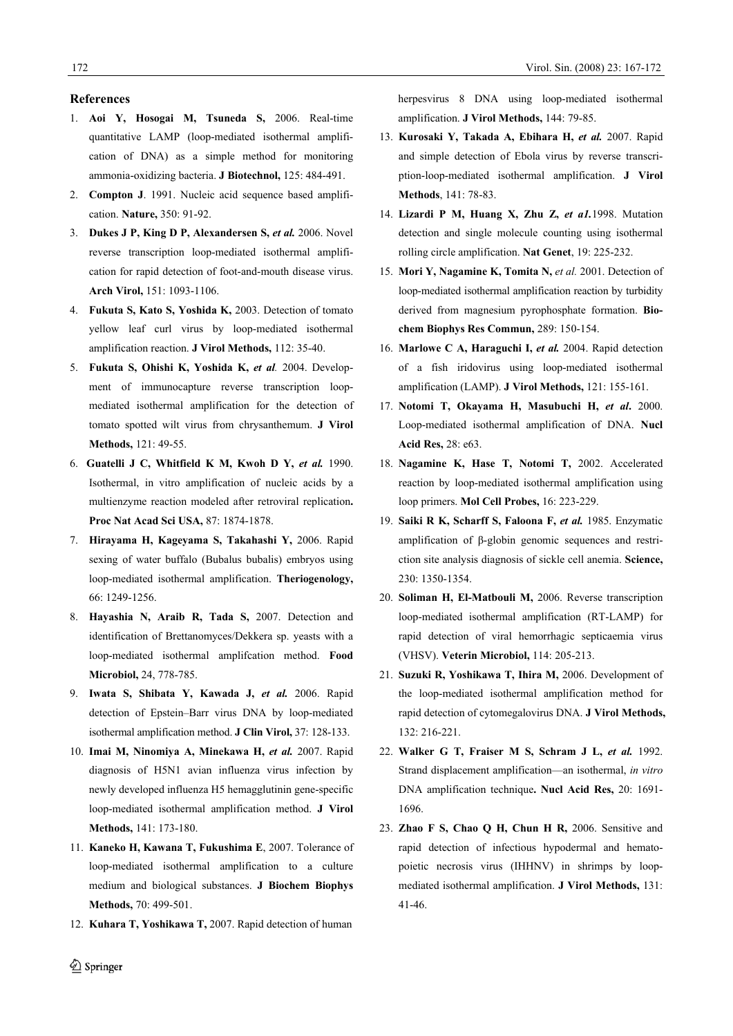## References

1. **Aoi Y, Hosogai M, Tsuneda S,** 2006. Real-time quantitative LAMP (loop-mediated isothermal amplification of DNA) as a simple method for monitoring ammonia-oxidizing bacteria. **J Biotechnol,** 125: 484-491.
2. **Compton J**. 1991. Nucleic acid sequence based amplification. **Nature,** 350: 91-92.
3. **Dukes J P, King D P, Alexandersen S, *et al.*** 2006. Novel reverse transcription loop-mediated isothermal amplification for rapid detection of foot-and-mouth disease virus. **Arch Virol,** 151: 1093-1106.
4. **Fukuta S, Kato S, Yoshida K,** 2003. Detection of tomato yellow leaf curl virus by loop-mediated isothermal amplification reaction. **J Virol Methods,** 112: 35-40.
5. **Fukuta S, Ohishi K, Yoshida K, *et al.*** 2004. Development of immunocapture reverse transcription loop-mediated isothermal amplification for the detection of tomato spotted wilt virus from chrysanthemum. **J Virol Methods,** 121: 49-55.
6. **Guatelli J C, Whitfield K M, Kwoh D Y, *et al.*** 1990. Isothermal, in vitro amplification of nucleic acids by a multienzyme reaction modeled after retroviral replication**. Proc Nat Acad Sci USA,** 87: 1874-1878.
7. **Hirayama H, Kageyama S, Takahashi Y,** 2006. Rapid sexing of water buffalo (Bubalus bubalis) embryos using loop-mediated isothermal amplification. **Theriogenology,** 66: 1249-1256.
8. **Hayashia N, Araib R, Tada S,** 2007. Detection and identification of Brettanomyces/Dekkera sp. yeasts with a loop-mediated isothermal amplifcation method. **Food Microbiol,** 24, 778-785.
9. **Iwata S, Shibata Y, Kawada J, *et al.*** 2006. Rapid detection of Epstein–Barr virus DNA by loop-mediated isothermal amplification method. **J Clin Virol,** 37: 128-133.
10. **Imai M, Ninomiya A, Minekawa H, *et al.*** 2007. Rapid diagnosis of H5N1 avian influenza virus infection by newly developed influenza H5 hemagglutinin gene-specific loop-mediated isothermal amplification method. **J Virol Methods,** 141: 173-180.
11. **Kaneko H, Kawana T, Fukushima E**, 2007. Tolerance of loop-mediated isothermal amplification to a culture medium and biological substances. **J Biochem Biophys Methods,** 70: 499-501.
12. **Kuhara T, Yoshikawa T,** 2007. Rapid detection of human herpesvirus 8 DNA using loop-mediated isothermal amplification. **J Virol Methods,** 144: 79-85.
13. **Kurosaki Y, Takada A, Ebihara H, *et al.*** 2007. Rapid and simple detection of Ebola virus by reverse transcription-loop-mediated isothermal amplification. **J Virol Methods**, 141: 78-83.
14. **Lizardi P M, Huang X, Zhu Z, *et a1*.**1998. Mutation detection and single molecule counting using isothermal rolling circle amplification. **Nat Genet**, 19: 225-232.
15. **Mori Y, Nagamine K, Tomita N,** *et al.* 2001. Detection of loop-mediated isothermal amplification reaction by turbidity derived from magnesium pyrophosphate formation. **Biochem Biophys Res Commun,** 289: 150-154.
16. **Marlowe C A, Haraguchi I, *et al.*** 2004. Rapid detection of a fish iridovirus using loop-mediated isothermal amplification (LAMP). **J Virol Methods,** 121: 155-161.
17. **Notomi T, Okayama H, Masubuchi H, *et al*.** 2000. Loop-mediated isothermal amplification of DNA. **Nucl Acid Res,** 28: e63.
18. **Nagamine K, Hase T, Notomi T,** 2002. Accelerated reaction by loop-mediated isothermal amplification using loop primers. **Mol Cell Probes,** 16: 223-229.
19. **Saiki R K, Scharff S, Faloona F, *et al.*** 1985. Enzymatic amplification of β-globin genomic sequences and restriction site analysis diagnosis of sickle cell anemia. **Science,** 230: 1350-1354.
20. **Soliman H, El-Matbouli M,** 2006. Reverse transcription loop-mediated isothermal amplification (RT-LAMP) for rapid detection of viral hemorrhagic septicaemia virus (VHSV). **Veterin Microbiol,** 114: 205-213.
21. **Suzuki R, Yoshikawa T, Ihira M,** 2006. Development of the loop-mediated isothermal amplification method for rapid detection of cytomegalovirus DNA. **J Virol Methods,** 132: 216-221.
22. **Walker G T, Fraiser M S, Schram J L, *et al.*** 1992. Strand displacement amplification—an isothermal, *in vitro* DNA amplification technique**. Nucl Acid Res,** 20: 1691-1696.
23. **Zhao F S, Chao Q H, Chun H R,** 2006. Sensitive and rapid detection of infectious hypodermal and hematopoietic necrosis virus (IHHNV) in shrimps by loop-mediated isothermal amplification. **J Virol Methods,** 131: 41-46.